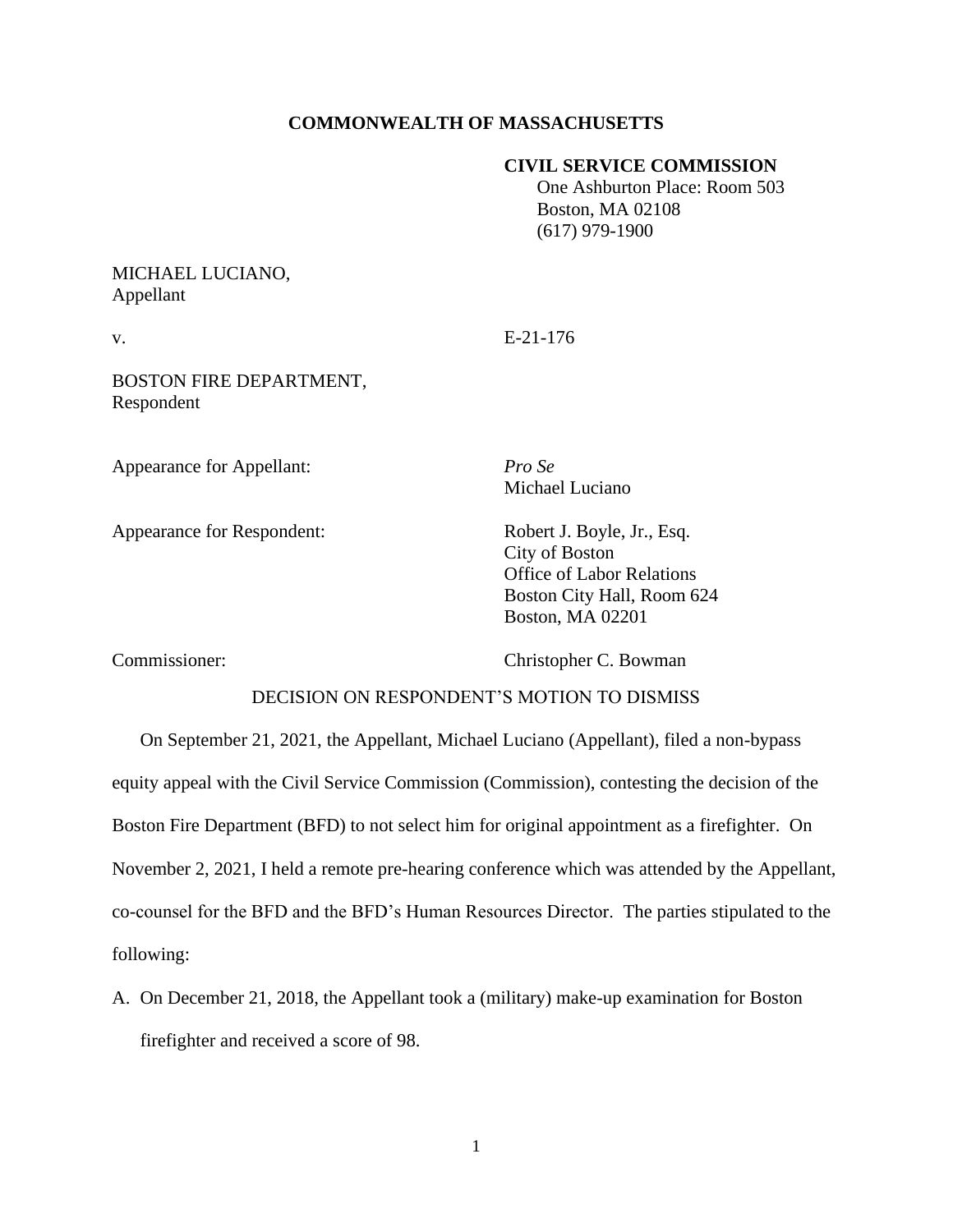**COMMONWEALTH OF MASSACHUSETTS**

**CIVIL SERVICE COMMISSION**
One Ashburton Place: Room 503
Boston, MA 02108
(617) 979-1900

MICHAEL LUCIANO,
Appellant

v. E-21-176

BOSTON FIRE DEPARTMENT,
Respondent

Appearance for Appellant: *Pro Se*
Michael Luciano

Appearance for Respondent: Robert J. Boyle, Jr., Esq.
City of Boston
Office of Labor Relations
Boston City Hall, Room 624
Boston, MA 02201

Commissioner: Christopher C. Bowman

DECISION ON RESPONDENT'S MOTION TO DISMISS

On September 21, 2021, the Appellant, Michael Luciano (Appellant), filed a non-bypass equity appeal with the Civil Service Commission (Commission), contesting the decision of the Boston Fire Department (BFD) to not select him for original appointment as a firefighter. On November 2, 2021, I held a remote pre-hearing conference which was attended by the Appellant, co-counsel for the BFD and the BFD's Human Resources Director. The parties stipulated to the following:

A. On December 21, 2018, the Appellant took a (military) make-up examination for Boston firefighter and received a score of 98.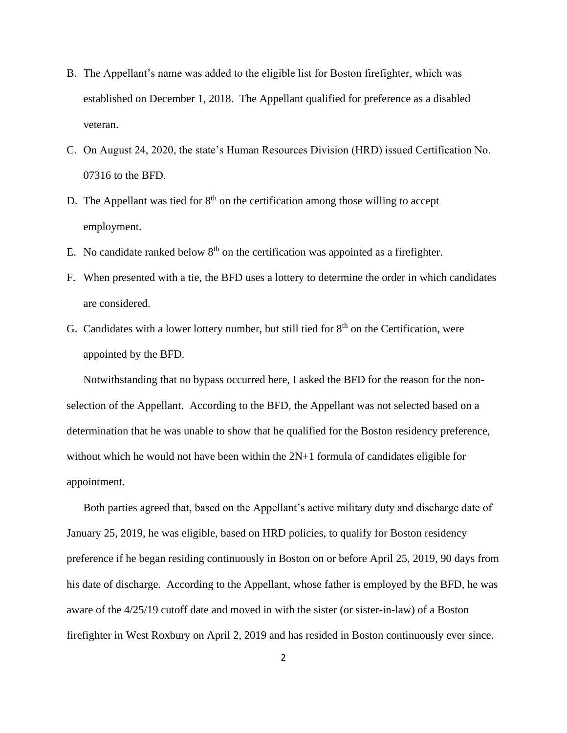B. The Appellant's name was added to the eligible list for Boston firefighter, which was established on December 1, 2018. The Appellant qualified for preference as a disabled veteran.

C. On August 24, 2020, the state's Human Resources Division (HRD) issued Certification No. 07316 to the BFD.

D. The Appellant was tied for 8th on the certification among those willing to accept employment.

E. No candidate ranked below 8th on the certification was appointed as a firefighter.

F. When presented with a tie, the BFD uses a lottery to determine the order in which candidates are considered.

G. Candidates with a lower lottery number, but still tied for 8th on the Certification, were appointed by the BFD.

Notwithstanding that no bypass occurred here, I asked the BFD for the reason for the non-selection of the Appellant. According to the BFD, the Appellant was not selected based on a determination that he was unable to show that he qualified for the Boston residency preference, without which he would not have been within the 2N+1 formula of candidates eligible for appointment.

Both parties agreed that, based on the Appellant's active military duty and discharge date of January 25, 2019, he was eligible, based on HRD policies, to qualify for Boston residency preference if he began residing continuously in Boston on or before April 25, 2019, 90 days from his date of discharge. According to the Appellant, whose father is employed by the BFD, he was aware of the 4/25/19 cutoff date and moved in with the sister (or sister-in-law) of a Boston firefighter in West Roxbury on April 2, 2019 and has resided in Boston continuously ever since.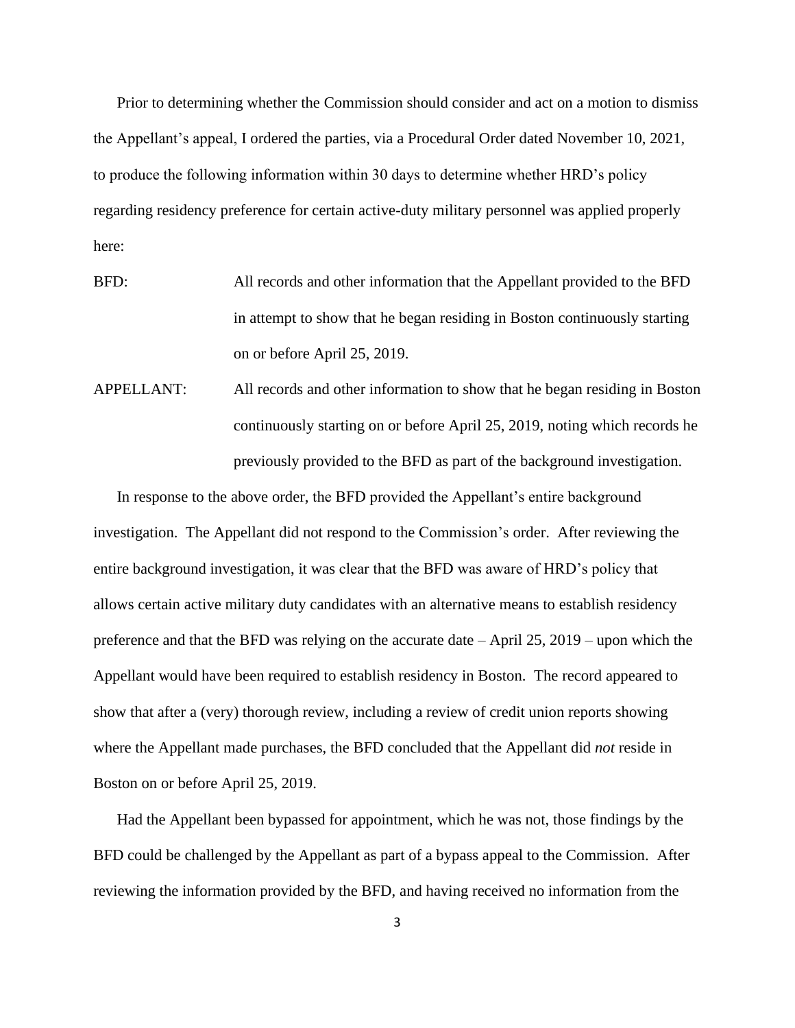Prior to determining whether the Commission should consider and act on a motion to dismiss the Appellant's appeal, I ordered the parties, via a Procedural Order dated November 10, 2021, to produce the following information within 30 days to determine whether HRD's policy regarding residency preference for certain active-duty military personnel was applied properly here:

BFD: All records and other information that the Appellant provided to the BFD in attempt to show that he began residing in Boston continuously starting on or before April 25, 2019.

APPELLANT: All records and other information to show that he began residing in Boston continuously starting on or before April 25, 2019, noting which records he previously provided to the BFD as part of the background investigation.

In response to the above order, the BFD provided the Appellant's entire background investigation. The Appellant did not respond to the Commission's order. After reviewing the entire background investigation, it was clear that the BFD was aware of HRD's policy that allows certain active military duty candidates with an alternative means to establish residency preference and that the BFD was relying on the accurate date – April 25, 2019 – upon which the Appellant would have been required to establish residency in Boston. The record appeared to show that after a (very) thorough review, including a review of credit union reports showing where the Appellant made purchases, the BFD concluded that the Appellant did *not* reside in Boston on or before April 25, 2019.

Had the Appellant been bypassed for appointment, which he was not, those findings by the BFD could be challenged by the Appellant as part of a bypass appeal to the Commission. After reviewing the information provided by the BFD, and having received no information from the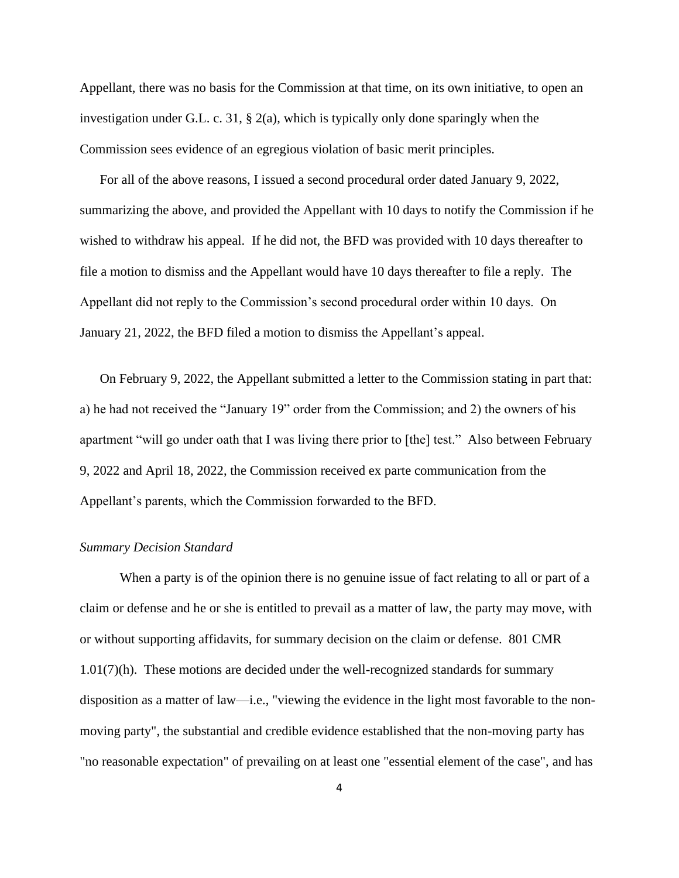Appellant, there was no basis for the Commission at that time, on its own initiative, to open an investigation under G.L. c. 31, § 2(a), which is typically only done sparingly when the Commission sees evidence of an egregious violation of basic merit principles.

For all of the above reasons, I issued a second procedural order dated January 9, 2022, summarizing the above, and provided the Appellant with 10 days to notify the Commission if he wished to withdraw his appeal. If he did not, the BFD was provided with 10 days thereafter to file a motion to dismiss and the Appellant would have 10 days thereafter to file a reply. The Appellant did not reply to the Commission's second procedural order within 10 days. On January 21, 2022, the BFD filed a motion to dismiss the Appellant's appeal.

On February 9, 2022, the Appellant submitted a letter to the Commission stating in part that: a) he had not received the "January 19" order from the Commission; and 2) the owners of his apartment "will go under oath that I was living there prior to [the] test." Also between February 9, 2022 and April 18, 2022, the Commission received ex parte communication from the Appellant's parents, which the Commission forwarded to the BFD.

*Summary Decision Standard*

When a party is of the opinion there is no genuine issue of fact relating to all or part of a claim or defense and he or she is entitled to prevail as a matter of law, the party may move, with or without supporting affidavits, for summary decision on the claim or defense. 801 CMR 1.01(7)(h). These motions are decided under the well-recognized standards for summary disposition as a matter of law—i.e., "viewing the evidence in the light most favorable to the non-moving party", the substantial and credible evidence established that the non-moving party has "no reasonable expectation" of prevailing on at least one "essential element of the case", and has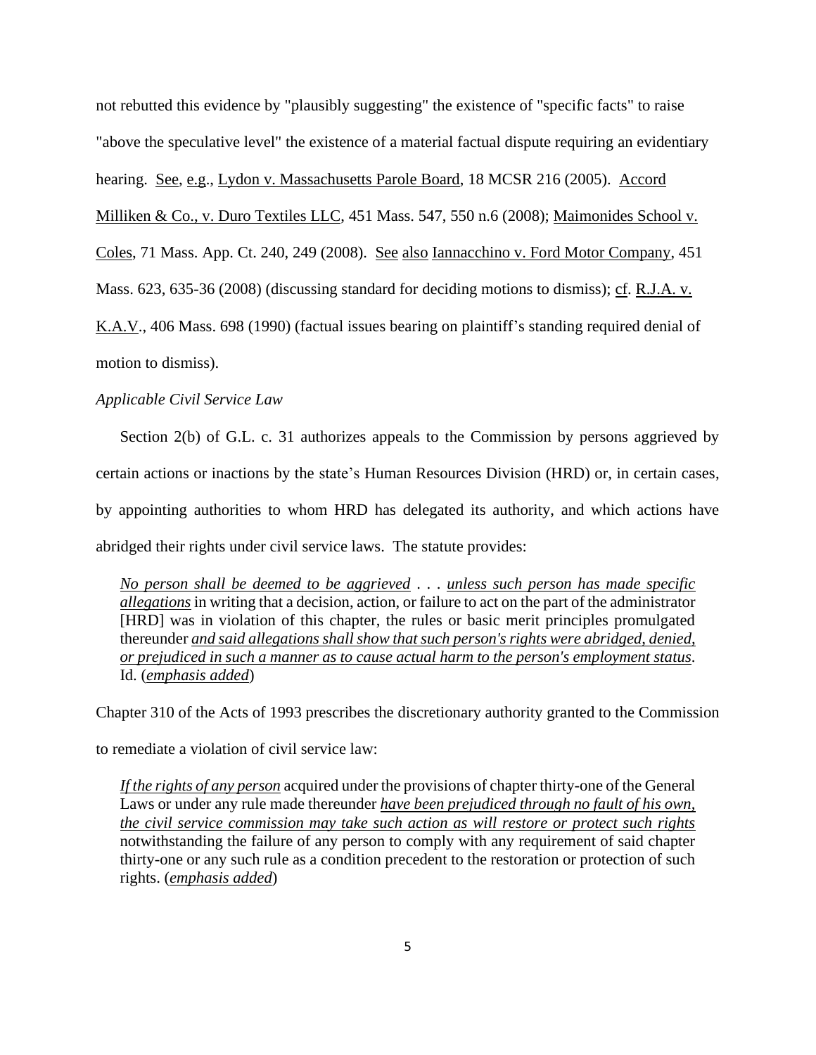not rebutted this evidence by "plausibly suggesting" the existence of "specific facts" to raise "above the speculative level" the existence of a material factual dispute requiring an evidentiary hearing. See, e.g., Lydon v. Massachusetts Parole Board, 18 MCSR 216 (2005). Accord Milliken & Co., v. Duro Textiles LLC, 451 Mass. 547, 550 n.6 (2008); Maimonides School v. Coles, 71 Mass. App. Ct. 240, 249 (2008). See also Iannacchino v. Ford Motor Company, 451 Mass. 623, 635-36 (2008) (discussing standard for deciding motions to dismiss); cf. R.J.A. v. K.A.V., 406 Mass. 698 (1990) (factual issues bearing on plaintiff's standing required denial of motion to dismiss).

*Applicable Civil Service Law*

Section 2(b) of G.L. c. 31 authorizes appeals to the Commission by persons aggrieved by certain actions or inactions by the state's Human Resources Division (HRD) or, in certain cases, by appointing authorities to whom HRD has delegated its authority, and which actions have abridged their rights under civil service laws. The statute provides:

> *No person shall be deemed to be aggrieved* . . . *unless such person has made specific allegations* in writing that a decision, action, or failure to act on the part of the administrator [HRD] was in violation of this chapter, the rules or basic merit principles promulgated thereunder *and said allegations shall show that such person's rights were abridged, denied, or prejudiced in such a manner as to cause actual harm to the person's employment status*. Id. (*emphasis added*)

Chapter 310 of the Acts of 1993 prescribes the discretionary authority granted to the Commission to remediate a violation of civil service law:

> *If the rights of any person* acquired under the provisions of chapter thirty-one of the General Laws or under any rule made thereunder *have been prejudiced through no fault of his own, the civil service commission may take such action as will restore or protect such rights* notwithstanding the failure of any person to comply with any requirement of said chapter thirty-one or any such rule as a condition precedent to the restoration or protection of such rights. (*emphasis added*)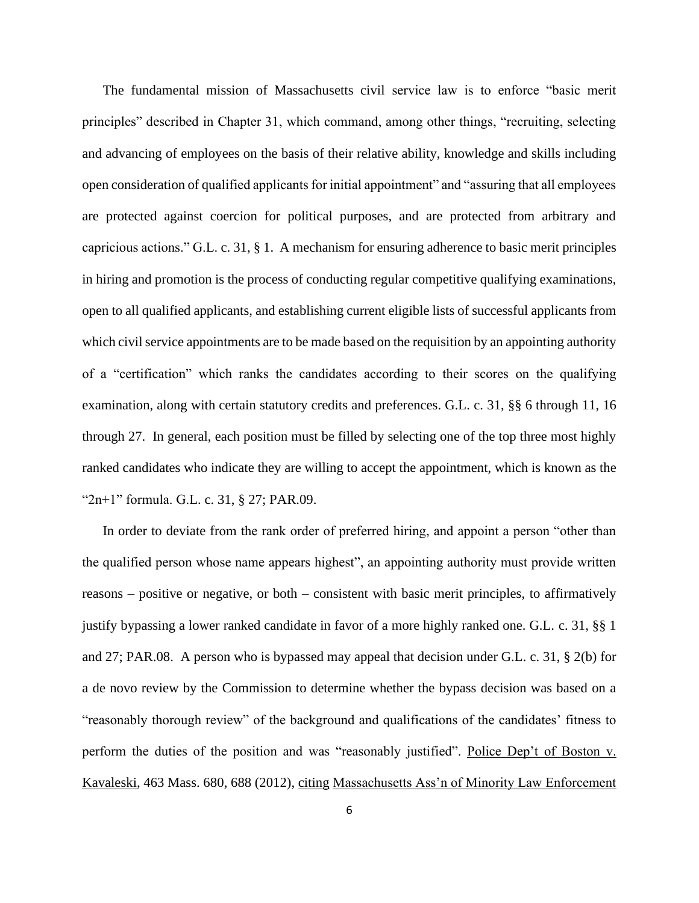The fundamental mission of Massachusetts civil service law is to enforce "basic merit principles" described in Chapter 31, which command, among other things, "recruiting, selecting and advancing of employees on the basis of their relative ability, knowledge and skills including open consideration of qualified applicants for initial appointment" and "assuring that all employees are protected against coercion for political purposes, and are protected from arbitrary and capricious actions." G.L. c. 31, § 1. A mechanism for ensuring adherence to basic merit principles in hiring and promotion is the process of conducting regular competitive qualifying examinations, open to all qualified applicants, and establishing current eligible lists of successful applicants from which civil service appointments are to be made based on the requisition by an appointing authority of a "certification" which ranks the candidates according to their scores on the qualifying examination, along with certain statutory credits and preferences. G.L. c. 31, §§ 6 through 11, 16 through 27. In general, each position must be filled by selecting one of the top three most highly ranked candidates who indicate they are willing to accept the appointment, which is known as the "2n+1" formula. G.L. c. 31, § 27; PAR.09.

In order to deviate from the rank order of preferred hiring, and appoint a person "other than the qualified person whose name appears highest", an appointing authority must provide written reasons – positive or negative, or both – consistent with basic merit principles, to affirmatively justify bypassing a lower ranked candidate in favor of a more highly ranked one. G.L. c. 31, §§ 1 and 27; PAR.08. A person who is bypassed may appeal that decision under G.L. c. 31, § 2(b) for a de novo review by the Commission to determine whether the bypass decision was based on a "reasonably thorough review" of the background and qualifications of the candidates' fitness to perform the duties of the position and was "reasonably justified". <u>Police Dep't of Boston v. Kavaleski</u>, 463 Mass. 680, 688 (2012), <u>citing</u> <u>Massachusetts Ass'n of Minority Law Enforcement</u>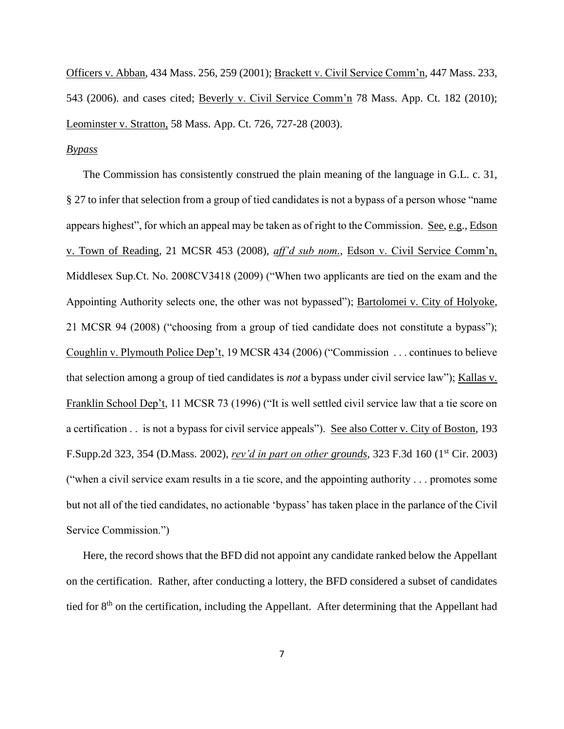Officers v. Abban, 434 Mass. 256, 259 (2001); Brackett v. Civil Service Comm'n, 447 Mass. 233, 543 (2006). and cases cited; Beverly v. Civil Service Comm'n 78 Mass. App. Ct. 182 (2010); Leominster v. Stratton, 58 Mass. App. Ct. 726, 727-28 (2003).

*Bypass*

The Commission has consistently construed the plain meaning of the language in G.L. c. 31, § 27 to infer that selection from a group of tied candidates is not a bypass of a person whose "name appears highest", for which an appeal may be taken as of right to the Commission. See, e.g., Edson v. Town of Reading, 21 MCSR 453 (2008), *aff'd sub nom.*, Edson v. Civil Service Comm'n, Middlesex Sup.Ct. No. 2008CV3418 (2009) ("When two applicants are tied on the exam and the Appointing Authority selects one, the other was not bypassed"); Bartolomei v. City of Holyoke, 21 MCSR 94 (2008) ("choosing from a group of tied candidate does not constitute a bypass"); Coughlin v. Plymouth Police Dep't, 19 MCSR 434 (2006) ("Commission . . . continues to believe that selection among a group of tied candidates is *not* a bypass under civil service law"); Kallas v. Franklin School Dep't, 11 MCSR 73 (1996) ("It is well settled civil service law that a tie score on a certification . . is not a bypass for civil service appeals"). See also Cotter v. City of Boston, 193 F.Supp.2d 323, 354 (D.Mass. 2002), *rev'd in part on other grounds*, 323 F.3d 160 (1st Cir. 2003) ("when a civil service exam results in a tie score, and the appointing authority . . . promotes some but not all of the tied candidates, no actionable 'bypass' has taken place in the parlance of the Civil Service Commission.")

Here, the record shows that the BFD did not appoint any candidate ranked below the Appellant on the certification. Rather, after conducting a lottery, the BFD considered a subset of candidates tied for 8th on the certification, including the Appellant. After determining that the Appellant had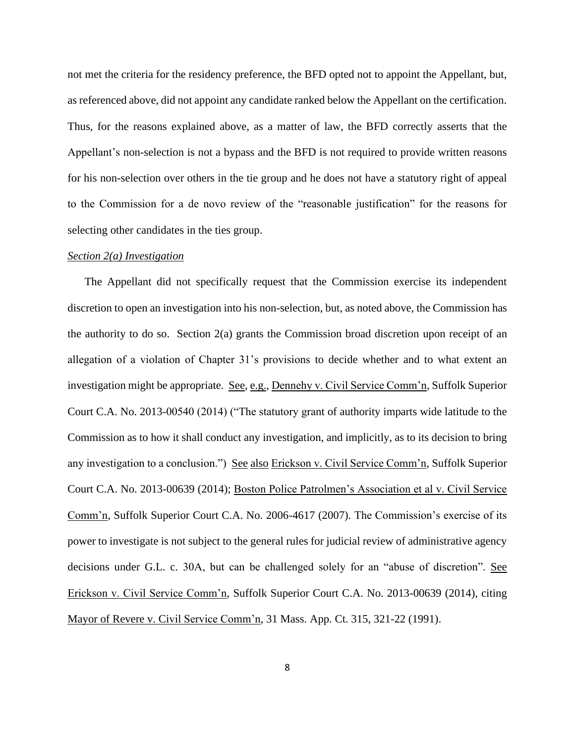not met the criteria for the residency preference, the BFD opted not to appoint the Appellant, but, as referenced above, did not appoint any candidate ranked below the Appellant on the certification. Thus, for the reasons explained above, as a matter of law, the BFD correctly asserts that the Appellant's non-selection is not a bypass and the BFD is not required to provide written reasons for his non-selection over others in the tie group and he does not have a statutory right of appeal to the Commission for a de novo review of the "reasonable justification" for the reasons for selecting other candidates in the ties group.

*Section 2(a) Investigation*

The Appellant did not specifically request that the Commission exercise its independent discretion to open an investigation into his non-selection, but, as noted above, the Commission has the authority to do so. Section 2(a) grants the Commission broad discretion upon receipt of an allegation of a violation of Chapter 31's provisions to decide whether and to what extent an investigation might be appropriate. See, e.g., Dennehy v. Civil Service Comm'n, Suffolk Superior Court C.A. No. 2013-00540 (2014) ("The statutory grant of authority imparts wide latitude to the Commission as to how it shall conduct any investigation, and implicitly, as to its decision to bring any investigation to a conclusion.") See also Erickson v. Civil Service Comm'n, Suffolk Superior Court C.A. No. 2013-00639 (2014); Boston Police Patrolmen's Association et al v. Civil Service Comm'n, Suffolk Superior Court C.A. No. 2006-4617 (2007). The Commission's exercise of its power to investigate is not subject to the general rules for judicial review of administrative agency decisions under G.L. c. 30A, but can be challenged solely for an "abuse of discretion". See Erickson v. Civil Service Comm'n, Suffolk Superior Court C.A. No. 2013-00639 (2014), citing Mayor of Revere v. Civil Service Comm'n, 31 Mass. App. Ct. 315, 321-22 (1991).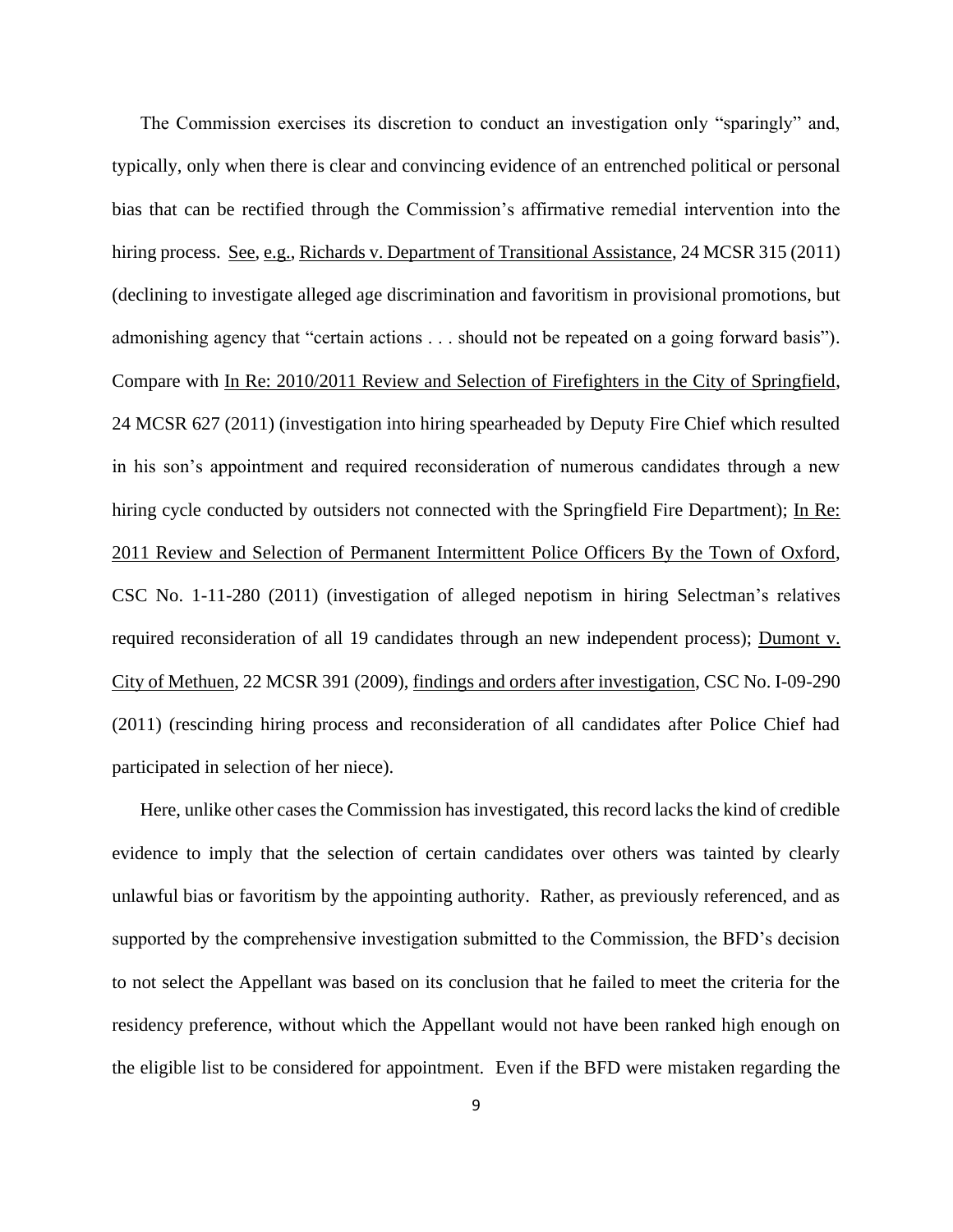The Commission exercises its discretion to conduct an investigation only "sparingly" and, typically, only when there is clear and convincing evidence of an entrenched political or personal bias that can be rectified through the Commission's affirmative remedial intervention into the hiring process. See, e.g., Richards v. Department of Transitional Assistance, 24 MCSR 315 (2011) (declining to investigate alleged age discrimination and favoritism in provisional promotions, but admonishing agency that "certain actions . . . should not be repeated on a going forward basis"). Compare with In Re: 2010/2011 Review and Selection of Firefighters in the City of Springfield, 24 MCSR 627 (2011) (investigation into hiring spearheaded by Deputy Fire Chief which resulted in his son's appointment and required reconsideration of numerous candidates through a new hiring cycle conducted by outsiders not connected with the Springfield Fire Department); In Re: 2011 Review and Selection of Permanent Intermittent Police Officers By the Town of Oxford, CSC No. 1-11-280 (2011) (investigation of alleged nepotism in hiring Selectman's relatives required reconsideration of all 19 candidates through an new independent process); Dumont v. City of Methuen, 22 MCSR 391 (2009), findings and orders after investigation, CSC No. I-09-290 (2011) (rescinding hiring process and reconsideration of all candidates after Police Chief had participated in selection of her niece).

Here, unlike other cases the Commission has investigated, this record lacks the kind of credible evidence to imply that the selection of certain candidates over others was tainted by clearly unlawful bias or favoritism by the appointing authority. Rather, as previously referenced, and as supported by the comprehensive investigation submitted to the Commission, the BFD's decision to not select the Appellant was based on its conclusion that he failed to meet the criteria for the residency preference, without which the Appellant would not have been ranked high enough on the eligible list to be considered for appointment. Even if the BFD were mistaken regarding the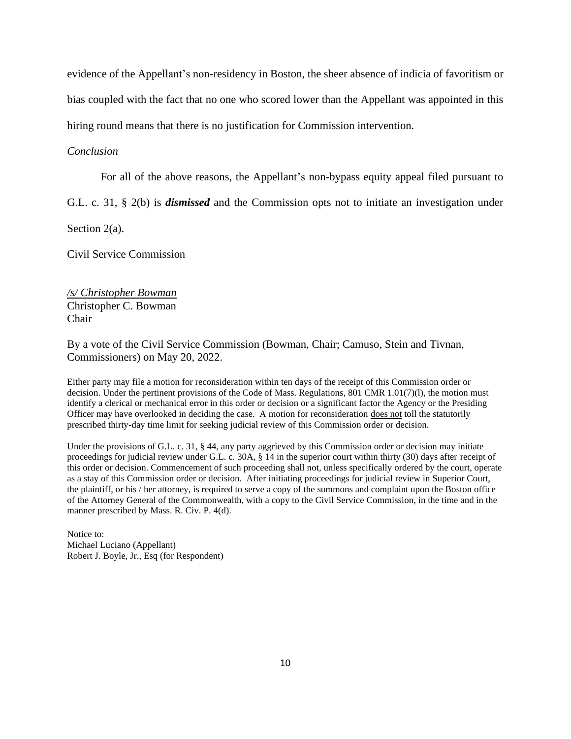evidence of the Appellant's non-residency in Boston, the sheer absence of indicia of favoritism or bias coupled with the fact that no one who scored lower than the Appellant was appointed in this hiring round means that there is no justification for Commission intervention.

*Conclusion*

For all of the above reasons, the Appellant's non-bypass equity appeal filed pursuant to G.L. c. 31, § 2(b) is ***dismissed*** and the Commission opts not to initiate an investigation under Section 2(a).

Civil Service Commission

*/s/ Christopher Bowman*
Christopher C. Bowman
Chair

By a vote of the Civil Service Commission (Bowman, Chair; Camuso, Stein and Tivnan, Commissioners) on May 20, 2022.

Either party may file a motion for reconsideration within ten days of the receipt of this Commission order or decision. Under the pertinent provisions of the Code of Mass. Regulations, 801 CMR 1.01(7)(l), the motion must identify a clerical or mechanical error in this order or decision or a significant factor the Agency or the Presiding Officer may have overlooked in deciding the case. A motion for reconsideration does not toll the statutorily prescribed thirty-day time limit for seeking judicial review of this Commission order or decision.

Under the provisions of G.L. c. 31, § 44, any party aggrieved by this Commission order or decision may initiate proceedings for judicial review under G.L. c. 30A, § 14 in the superior court within thirty (30) days after receipt of this order or decision. Commencement of such proceeding shall not, unless specifically ordered by the court, operate as a stay of this Commission order or decision. After initiating proceedings for judicial review in Superior Court, the plaintiff, or his / her attorney, is required to serve a copy of the summons and complaint upon the Boston office of the Attorney General of the Commonwealth, with a copy to the Civil Service Commission, in the time and in the manner prescribed by Mass. R. Civ. P. 4(d).

Notice to:
Michael Luciano (Appellant)
Robert J. Boyle, Jr., Esq (for Respondent)